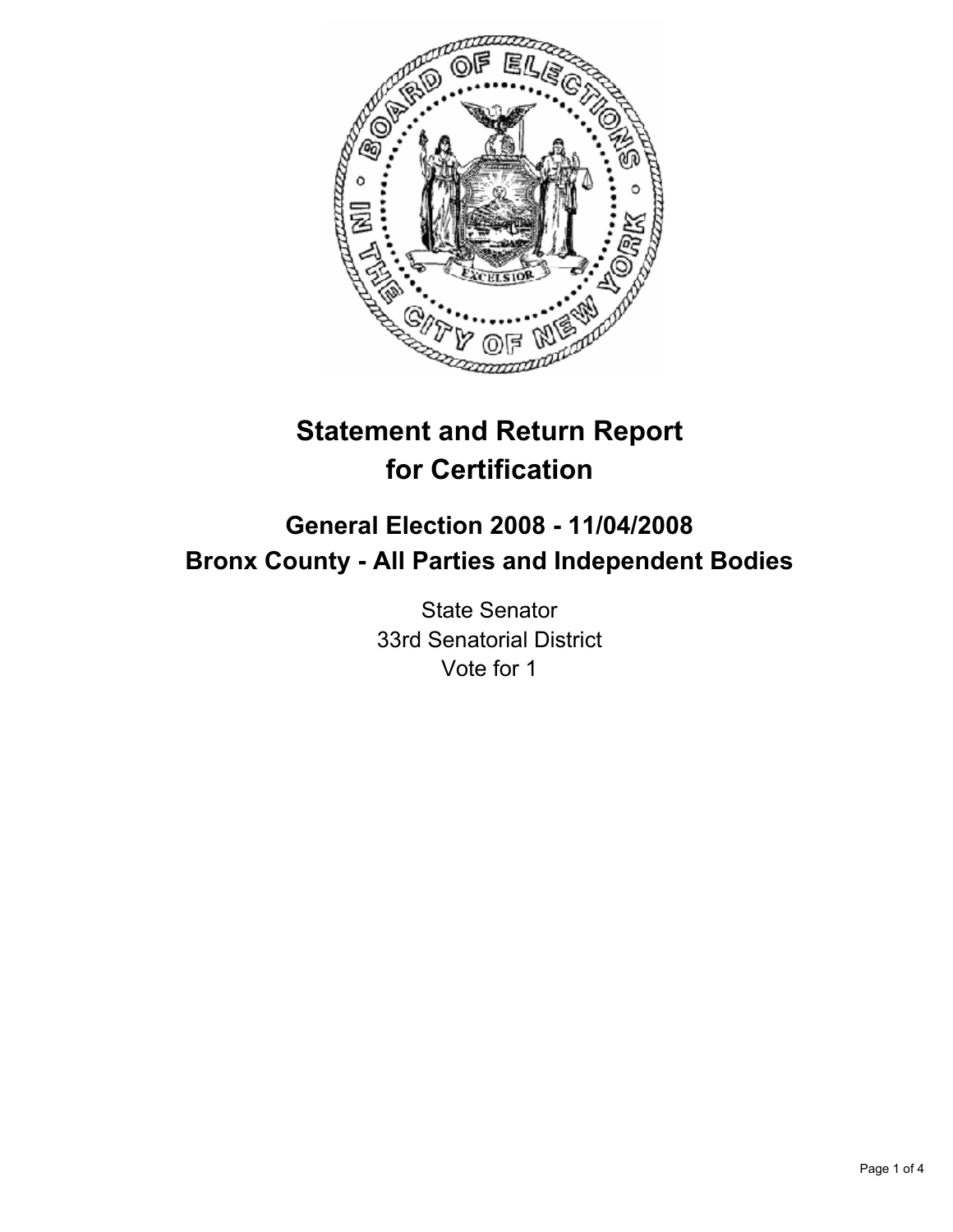# Statement and Return Report for Certification

## General Election 2008 - 11/04/2008
## Bronx County - All Parties and Independent Bodies

State Senator
33rd Senatorial District
Vote for 1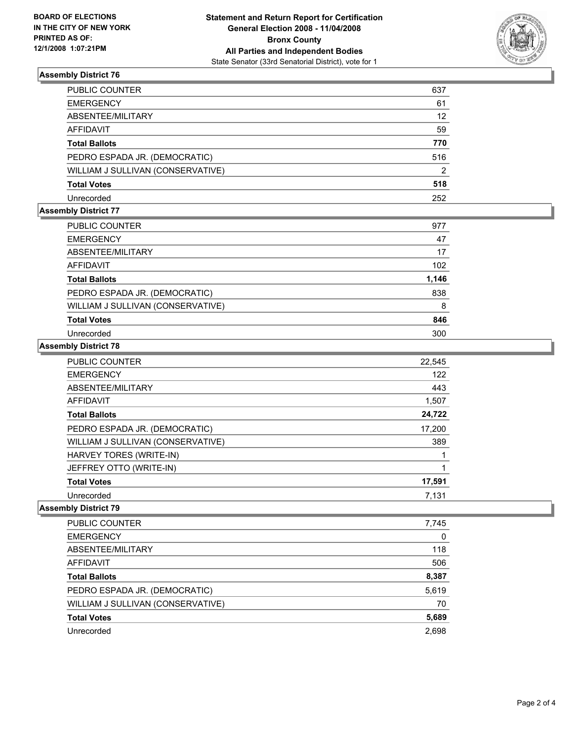**BOARD OF ELECTIONS IN THE CITY OF NEW YORK PRINTED AS OF: 12/1/2008 1:07:21PM**

**Statement and Return Report for Certification**
**General Election 2008 - 11/04/2008**
**Bronx County**
**All Parties and Independent Bodies**
State Senator (33rd Senatorial District), vote for 1

### Assembly District 76

| | |
|---|---|
| PUBLIC COUNTER | 637 |
| EMERGENCY | 61 |
| ABSENTEE/MILITARY | 12 |
| AFFIDAVIT | 59 |
| **Total Ballots** | **770** |
| PEDRO ESPADA JR. (DEMOCRATIC) | 516 |
| WILLIAM J SULLIVAN (CONSERVATIVE) | 2 |
| **Total Votes** | **518** |
| Unrecorded | 252 |

### Assembly District 77

| | |
|---|---|
| PUBLIC COUNTER | 977 |
| EMERGENCY | 47 |
| ABSENTEE/MILITARY | 17 |
| AFFIDAVIT | 102 |
| **Total Ballots** | **1,146** |
| PEDRO ESPADA JR. (DEMOCRATIC) | 838 |
| WILLIAM J SULLIVAN (CONSERVATIVE) | 8 |
| **Total Votes** | **846** |
| Unrecorded | 300 |

### Assembly District 78

| | |
|---|---|
| PUBLIC COUNTER | 22,545 |
| EMERGENCY | 122 |
| ABSENTEE/MILITARY | 443 |
| AFFIDAVIT | 1,507 |
| **Total Ballots** | **24,722** |
| PEDRO ESPADA JR. (DEMOCRATIC) | 17,200 |
| WILLIAM J SULLIVAN (CONSERVATIVE) | 389 |
| HARVEY TORES (WRITE-IN) | 1 |
| JEFFREY OTTO (WRITE-IN) | 1 |
| **Total Votes** | **17,591** |
| Unrecorded | 7,131 |

### Assembly District 79

| | |
|---|---|
| PUBLIC COUNTER | 7,745 |
| EMERGENCY | 0 |
| ABSENTEE/MILITARY | 118 |
| AFFIDAVIT | 506 |
| **Total Ballots** | **8,387** |
| PEDRO ESPADA JR. (DEMOCRATIC) | 5,619 |
| WILLIAM J SULLIVAN (CONSERVATIVE) | 70 |
| **Total Votes** | **5,689** |
| Unrecorded | 2,698 |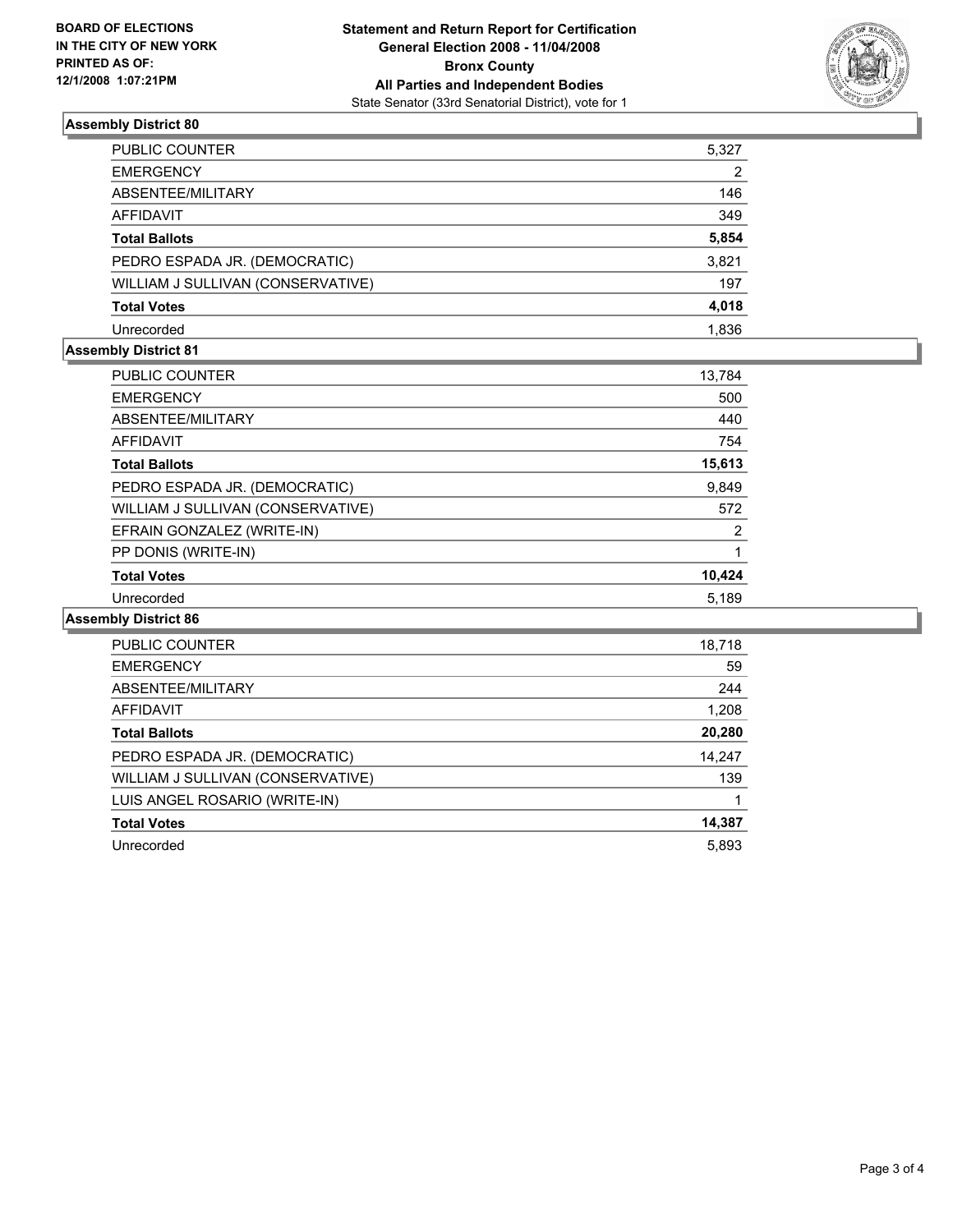**BOARD OF ELECTIONS IN THE CITY OF NEW YORK PRINTED AS OF: 12/1/2008 1:07:21PM**

# Statement and Return Report for Certification
## General Election 2008 - 11/04/2008
## Bronx County
## All Parties and Independent Bodies
State Senator (33rd Senatorial District), vote for 1

### Assembly District 80

| | |
|---|---|
| PUBLIC COUNTER | 5,327 |
| EMERGENCY | 2 |
| ABSENTEE/MILITARY | 146 |
| AFFIDAVIT | 349 |
| **Total Ballots** | **5,854** |
| PEDRO ESPADA JR. (DEMOCRATIC) | 3,821 |
| WILLIAM J SULLIVAN (CONSERVATIVE) | 197 |
| **Total Votes** | **4,018** |
| Unrecorded | 1,836 |

### Assembly District 81

| | |
|---|---|
| PUBLIC COUNTER | 13,784 |
| EMERGENCY | 500 |
| ABSENTEE/MILITARY | 440 |
| AFFIDAVIT | 754 |
| **Total Ballots** | **15,613** |
| PEDRO ESPADA JR. (DEMOCRATIC) | 9,849 |
| WILLIAM J SULLIVAN (CONSERVATIVE) | 572 |
| EFRAIN GONZALEZ (WRITE-IN) | 2 |
| PP DONIS (WRITE-IN) | 1 |
| **Total Votes** | **10,424** |
| Unrecorded | 5,189 |

### Assembly District 86

| | |
|---|---|
| PUBLIC COUNTER | 18,718 |
| EMERGENCY | 59 |
| ABSENTEE/MILITARY | 244 |
| AFFIDAVIT | 1,208 |
| **Total Ballots** | **20,280** |
| PEDRO ESPADA JR. (DEMOCRATIC) | 14,247 |
| WILLIAM J SULLIVAN (CONSERVATIVE) | 139 |
| LUIS ANGEL ROSARIO (WRITE-IN) | 1 |
| **Total Votes** | **14,387** |
| Unrecorded | 5,893 |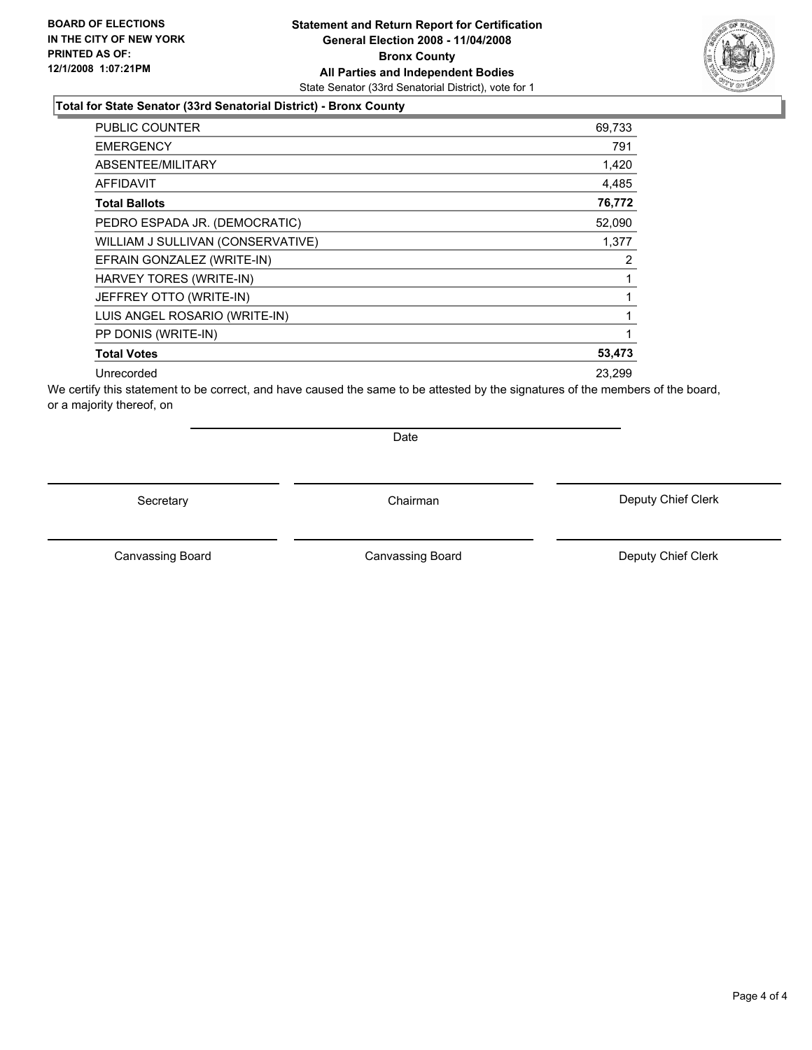**BOARD OF ELECTIONS IN THE CITY OF NEW YORK PRINTED AS OF: 12/1/2008 1:07:21PM**

**Statement and Return Report for Certification General Election 2008 - 11/04/2008 Bronx County All Parties and Independent Bodies**

State Senator (33rd Senatorial District), vote for 1

### Total for State Senator (33rd Senatorial District) - Bronx County

| | |
|---|---|
| PUBLIC COUNTER | 69,733 |
| EMERGENCY | 791 |
| ABSENTEE/MILITARY | 1,420 |
| AFFIDAVIT | 4,485 |
| **Total Ballots** | **76,772** |
| PEDRO ESPADA JR. (DEMOCRATIC) | 52,090 |
| WILLIAM J SULLIVAN (CONSERVATIVE) | 1,377 |
| EFRAIN GONZALEZ (WRITE-IN) | 2 |
| HARVEY TORES (WRITE-IN) | 1 |
| JEFFREY OTTO (WRITE-IN) | 1 |
| LUIS ANGEL ROSARIO (WRITE-IN) | 1 |
| PP DONIS (WRITE-IN) | 1 |
| **Total Votes** | **53,473** |
| Unrecorded | 23,299 |

We certify this statement to be correct, and have caused the same to be attested by the signatures of the members of the board, or a majority thereof, on

Date

Secretary

Chairman

Deputy Chief Clerk

Canvassing Board

Canvassing Board

Deputy Chief Clerk